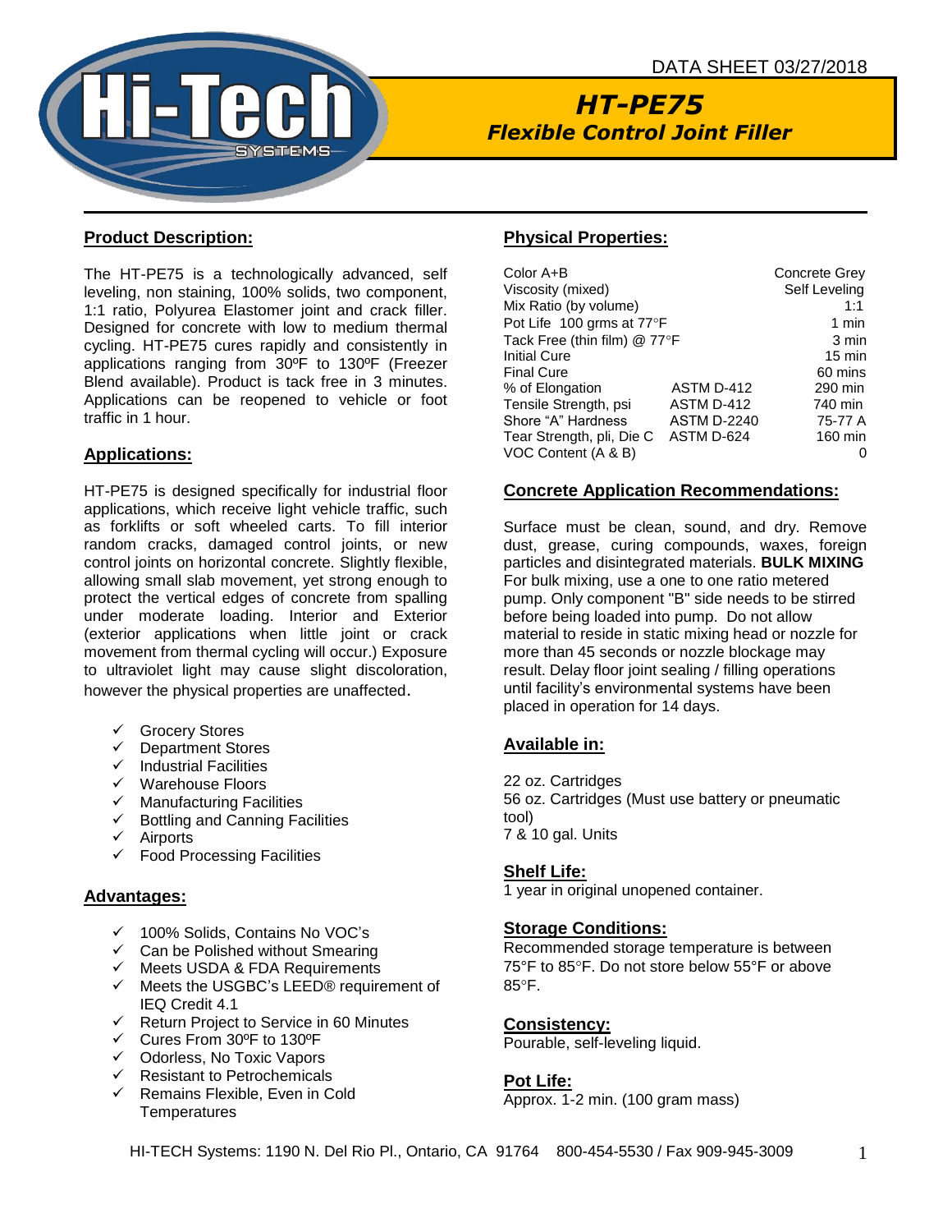DATA SHEET 03/27/2018

# HT-PE75
## *Flexible Control Joint Filler*

## Product Description:

The HT-PE75 is a technologically advanced, self leveling, non staining, 100% solids, two component, 1:1 ratio, Polyurea Elastomer joint and crack filler. Designed for concrete with low to medium thermal cycling. HT-PE75 cures rapidly and consistently in applications ranging from 30ºF to 130ºF (Freezer Blend available). Product is tack free in 3 minutes. Applications can be reopened to vehicle or foot traffic in 1 hour.

## Applications:

HT-PE75 is designed specifically for industrial floor applications, which receive light vehicle traffic, such as forklifts or soft wheeled carts. To fill interior random cracks, damaged control joints, or new control joints on horizontal concrete. Slightly flexible, allowing small slab movement, yet strong enough to protect the vertical edges of concrete from spalling under moderate loading. Interior and Exterior (exterior applications when little joint or crack movement from thermal cycling will occur.) Exposure to ultraviolet light may cause slight discoloration, however the physical properties are unaffected.

- ✓ Grocery Stores
- ✓ Department Stores
- ✓ Industrial Facilities
- ✓ Warehouse Floors
- ✓ Manufacturing Facilities
- ✓ Bottling and Canning Facilities
- ✓ Airports
- ✓ Food Processing Facilities

## Advantages:

- ✓ 100% Solids, Contains No VOC's
- ✓ Can be Polished without Smearing
- ✓ Meets USDA & FDA Requirements
- ✓ Meets the USGBC's LEED® requirement of IEQ Credit 4.1
- ✓ Return Project to Service in 60 Minutes
- ✓ Cures From 30ºF to 130ºF
- ✓ Odorless, No Toxic Vapors
- ✓ Resistant to Petrochemicals
- ✓ Remains Flexible, Even in Cold Temperatures

## Physical Properties:

| Property | Test Method | Value |
|---|---|---|
| Color A+B | | Concrete Grey |
| Viscosity (mixed) | | Self Leveling |
| Mix Ratio (by volume) | | 1:1 |
| Pot Life 100 grms at 77°F | | 1 min |
| Tack Free (thin film) @ 77°F | | 3 min |
| Initial Cure | | 15 min |
| Final Cure | | 60 mins |
| % of Elongation | ASTM D-412 | 290 min |
| Tensile Strength, psi | ASTM D-412 | 740 min |
| Shore "A" Hardness | ASTM D-2240 | 75-77 A |
| Tear Strength, pli, Die C | ASTM D-624 | 160 min |
| VOC Content (A & B) | | 0 |

## Concrete Application Recommendations:

Surface must be clean, sound, and dry. Remove dust, grease, curing compounds, waxes, foreign particles and disintegrated materials. **BULK MIXING** For bulk mixing, use a one to one ratio metered pump. Only component "B" side needs to be stirred before being loaded into pump. Do not allow material to reside in static mixing head or nozzle for more than 45 seconds or nozzle blockage may result. Delay floor joint sealing / filling operations until facility's environmental systems have been placed in operation for 14 days.

## Available in:

22 oz. Cartridges
56 oz. Cartridges (Must use battery or pneumatic tool)
7 & 10 gal. Units

## Shelf Life:

1 year in original unopened container.

## Storage Conditions:

Recommended storage temperature is between 75°F to 85°F. Do not store below 55°F or above 85°F.

## Consistency:

Pourable, self-leveling liquid.

## Pot Life:

Approx. 1-2 min. (100 gram mass)

HI-TECH Systems: 1190 N. Del Rio Pl., Ontario, CA 91764 800-454-5530 / Fax 909-945-3009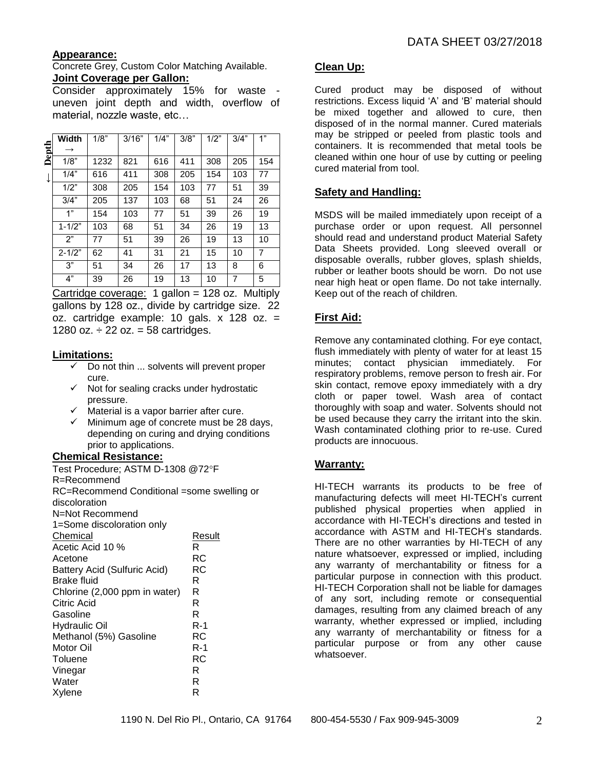DATA SHEET 03/27/2018

## Appearance:

Concrete Grey, Custom Color Matching Available.

## Joint Coverage per Gallon:

Consider approximately 15% for waste - uneven joint depth and width, overflow of material, nozzle waste, etc…

| Depth ↓ / Width → | 1/8" | 3/16" | 1/4" | 3/8" | 1/2" | 3/4" | 1" |
|---|---|---|---|---|---|---|---|
| 1/8" | 1232 | 821 | 616 | 411 | 308 | 205 | 154 |
| 1/4" | 616 | 411 | 308 | 205 | 154 | 103 | 77 |
| 1/2" | 308 | 205 | 154 | 103 | 77 | 51 | 39 |
| 3/4" | 205 | 137 | 103 | 68 | 51 | 24 | 26 |
| 1" | 154 | 103 | 77 | 51 | 39 | 26 | 19 |
| 1-1/2" | 103 | 68 | 51 | 34 | 26 | 19 | 13 |
| 2" | 77 | 51 | 39 | 26 | 19 | 13 | 10 |
| 2-1/2" | 62 | 41 | 31 | 21 | 15 | 10 | 7 |
| 3" | 51 | 34 | 26 | 17 | 13 | 8 | 6 |
| 4" | 39 | 26 | 19 | 13 | 10 | 7 | 5 |

Cartridge coverage: 1 gallon = 128 oz. Multiply gallons by 128 oz., divide by cartridge size. 22 oz. cartridge example: 10 gals. x 128 oz. = 1280 oz. ÷ 22 oz. = 58 cartridges.

## Limitations:

- ✓ Do not thin ... solvents will prevent proper cure.
- ✓ Not for sealing cracks under hydrostatic pressure.
- ✓ Material is a vapor barrier after cure.
- ✓ Minimum age of concrete must be 28 days, depending on curing and drying conditions prior to applications.

## Chemical Resistance:

Test Procedure; ASTM D-1308 @72°F

R=Recommend

RC=Recommend Conditional =some swelling or discoloration

N=Not Recommend

1=Some discoloration only

| Chemical | Result |
|---|---|
| Acetic Acid 10 % | R |
| Acetone | RC |
| Battery Acid (Sulfuric Acid) | RC |
| Brake fluid | R |
| Chlorine (2,000 ppm in water) | R |
| Citric Acid | R |
| Gasoline | R |
| Hydraulic Oil | R-1 |
| Methanol (5%) Gasoline | RC |
| Motor Oil | R-1 |
| Toluene | RC |
| Vinegar | R |
| Water | R |
| Xylene | R |

## Clean Up:

Cured product may be disposed of without restrictions. Excess liquid 'A' and 'B' material should be mixed together and allowed to cure, then disposed of in the normal manner. Cured materials may be stripped or peeled from plastic tools and containers. It is recommended that metal tools be cleaned within one hour of use by cutting or peeling cured material from tool.

## Safety and Handling:

MSDS will be mailed immediately upon receipt of a purchase order or upon request. All personnel should read and understand product Material Safety Data Sheets provided. Long sleeved overall or disposable overalls, rubber gloves, splash shields, rubber or leather boots should be worn. Do not use near high heat or open flame. Do not take internally. Keep out of the reach of children.

## First Aid:

Remove any contaminated clothing. For eye contact, flush immediately with plenty of water for at least 15 minutes; contact physician immediately. For respiratory problems, remove person to fresh air. For skin contact, remove epoxy immediately with a dry cloth or paper towel. Wash area of contact thoroughly with soap and water. Solvents should not be used because they carry the irritant into the skin. Wash contaminated clothing prior to re-use. Cured products are innocuous.

## Warranty:

HI-TECH warrants its products to be free of manufacturing defects will meet HI-TECH's current published physical properties when applied in accordance with HI-TECH's directions and tested in accordance with ASTM and HI-TECH's standards. There are no other warranties by HI-TECH of any nature whatsoever, expressed or implied, including any warranty of merchantability or fitness for a particular purpose in connection with this product. HI-TECH Corporation shall not be liable for damages of any sort, including remote or consequential damages, resulting from any claimed breach of any warranty, whether expressed or implied, including any warranty of merchantability or fitness for a particular purpose or from any other cause whatsoever.

1190 N. Del Rio Pl., Ontario, CA 91764 800-454-5530 / Fax 909-945-3009